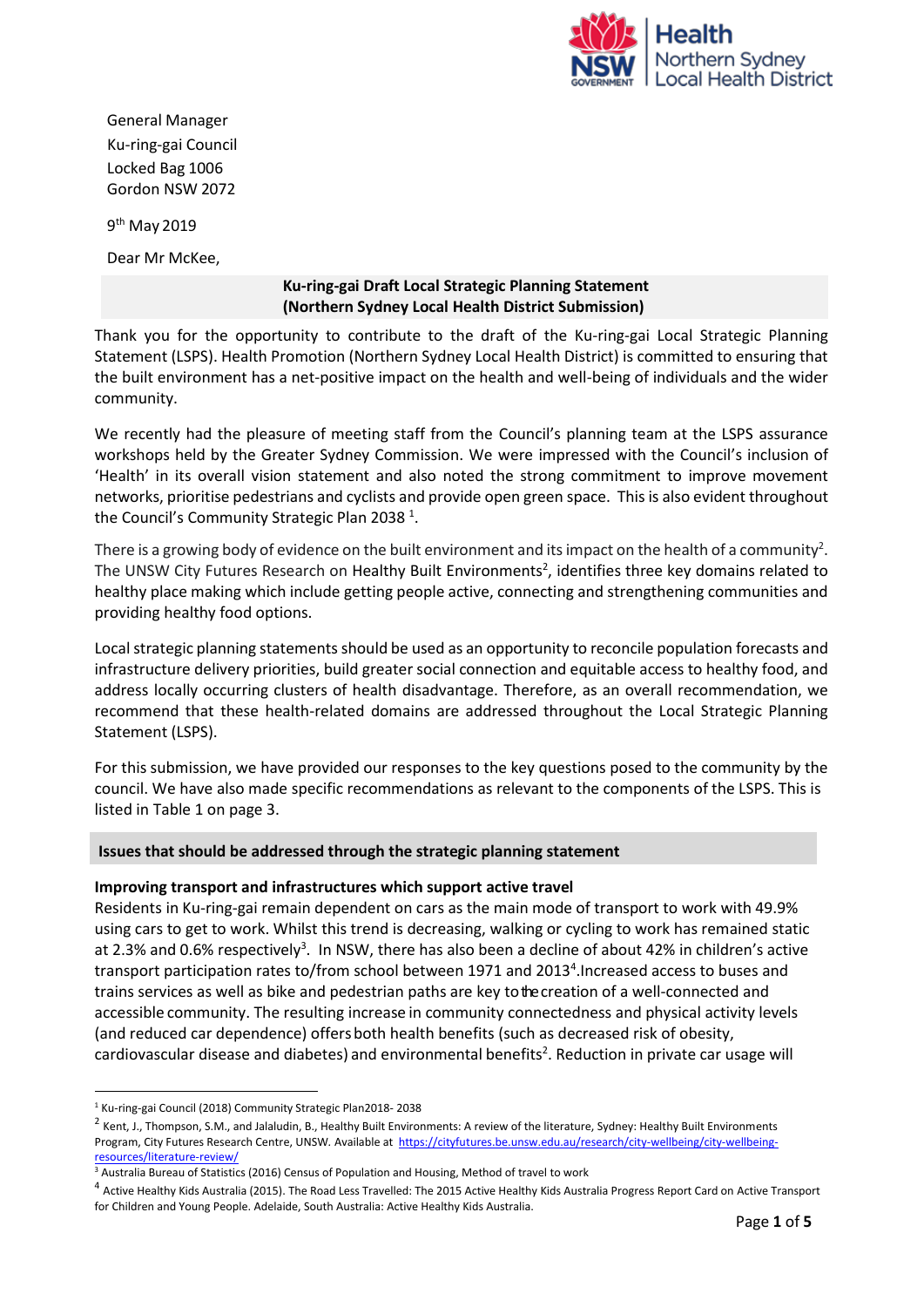General Manager
Ku-ring-gai Council
Locked Bag 1006
Gordon NSW 2072

9th May 2019

Dear Mr McKee,

**Ku-ring-gai Draft Local Strategic Planning Statement**
**(Northern Sydney Local Health District Submission)**

Thank you for the opportunity to contribute to the draft of the Ku-ring-gai Local Strategic Planning Statement (LSPS). Health Promotion (Northern Sydney Local Health District) is committed to ensuring that the built environment has a net-positive impact on the health and well-being of individuals and the wider community.

We recently had the pleasure of meeting staff from the Council's planning team at the LSPS assurance workshops held by the Greater Sydney Commission. We were impressed with the Council's inclusion of 'Health' in its overall vision statement and also noted the strong commitment to improve movement networks, prioritise pedestrians and cyclists and provide open green space. This is also evident throughout the Council's Community Strategic Plan 2038 [1].

There is a growing body of evidence on the built environment and its impact on the health of a community[2]. The UNSW City Futures Research on Healthy Built Environments[2], identifies three key domains related to healthy place making which include getting people active, connecting and strengthening communities and providing healthy food options.

Local strategic planning statements should be used as an opportunity to reconcile population forecasts and infrastructure delivery priorities, build greater social connection and equitable access to healthy food, and address locally occurring clusters of health disadvantage. Therefore, as an overall recommendation, we recommend that these health-related domains are addressed throughout the Local Strategic Planning Statement (LSPS).

For this submission, we have provided our responses to the key questions posed to the community by the council. We have also made specific recommendations as relevant to the components of the LSPS. This is listed in Table 1 on page 3.

## Issues that should be addressed through the strategic planning statement

### Improving transport and infrastructures which support active travel

Residents in Ku-ring-gai remain dependent on cars as the main mode of transport to work with 49.9% using cars to get to work. Whilst this trend is decreasing, walking or cycling to work has remained static at 2.3% and 0.6% respectively[3]. In NSW, there has also been a decline of about 42% in children's active transport participation rates to/from school between 1971 and 2013[4]. Increased access to buses and trains services as well as bike and pedestrian paths are key to the creation of a well-connected and accessible community. The resulting increase in community connectedness and physical activity levels (and reduced car dependence) offers both health benefits (such as decreased risk of obesity, cardiovascular disease and diabetes) and environmental benefits[2]. Reduction in private car usage will

---

[1] Ku-ring-gai Council (2018) Community Strategic Plan2018- 2038

[2] Kent, J., Thompson, S.M., and Jalaludin, B., Healthy Built Environments: A review of the literature, Sydney: Healthy Built Environments Program, City Futures Research Centre, UNSW. Available at https://cityfutures.be.unsw.edu.au/research/city-wellbeing/city-wellbeing-resources/literature-review/

[3] Australia Bureau of Statistics (2016) Census of Population and Housing, Method of travel to work

[4] Active Healthy Kids Australia (2015). The Road Less Travelled: The 2015 Active Healthy Kids Australia Progress Report Card on Active Transport for Children and Young People. Adelaide, South Australia: Active Healthy Kids Australia.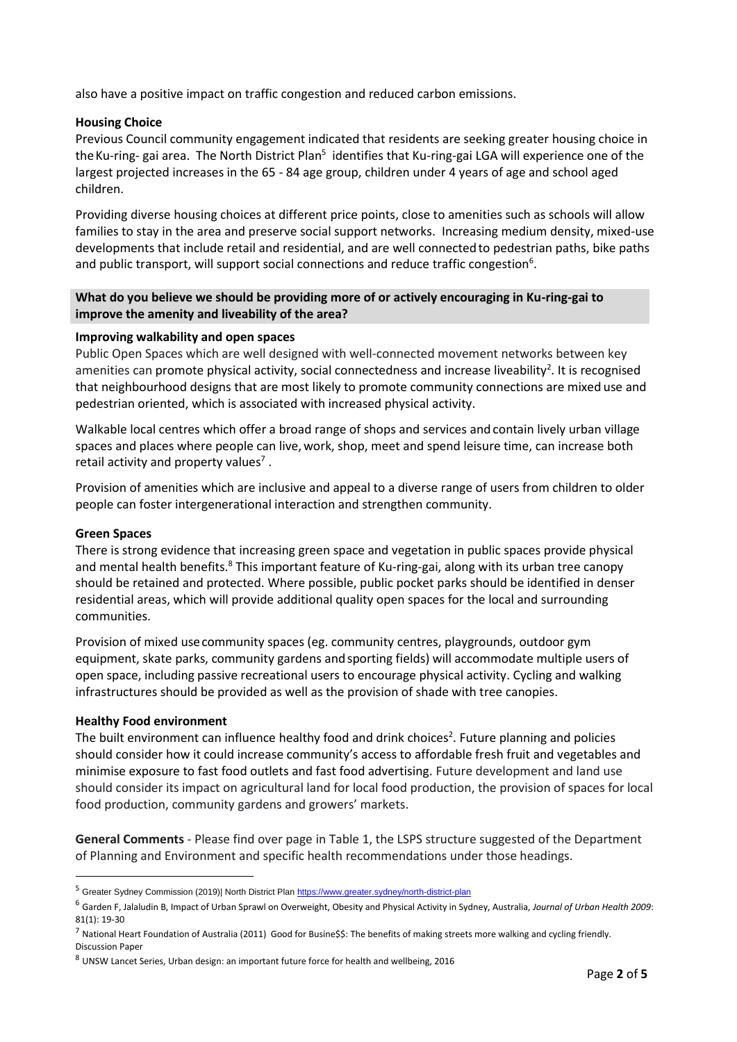also have a positive impact on traffic congestion and reduced carbon emissions.

**Housing Choice**

Previous Council community engagement indicated that residents are seeking greater housing choice in the Ku-ring- gai area. The North District Plan[5] identifies that Ku-ring-gai LGA will experience one of the largest projected increases in the 65 - 84 age group, children under 4 years of age and school aged children.

Providing diverse housing choices at different price points, close to amenities such as schools will allow families to stay in the area and preserve social support networks. Increasing medium density, mixed-use developments that include retail and residential, and are well connected to pedestrian paths, bike paths and public transport, will support social connections and reduce traffic congestion[6].

**What do you believe we should be providing more of or actively encouraging in Ku-ring-gai to improve the amenity and liveability of the area?**

**Improving walkability and open spaces**

Public Open Spaces which are well designed with well-connected movement networks between key amenities can promote physical activity, social connectedness and increase liveability[2]. It is recognised that neighbourhood designs that are most likely to promote community connections are mixed use and pedestrian oriented, which is associated with increased physical activity.

Walkable local centres which offer a broad range of shops and services and contain lively urban village spaces and places where people can live, work, shop, meet and spend leisure time, can increase both retail activity and property values[7] .

Provision of amenities which are inclusive and appeal to a diverse range of users from children to older people can foster intergenerational interaction and strengthen community.

**Green Spaces**

There is strong evidence that increasing green space and vegetation in public spaces provide physical and mental health benefits.[8] This important feature of Ku-ring-gai, along with its urban tree canopy should be retained and protected. Where possible, public pocket parks should be identified in denser residential areas, which will provide additional quality open spaces for the local and surrounding communities.

Provision of mixed use community spaces (eg. community centres, playgrounds, outdoor gym equipment, skate parks, community gardens and sporting fields) will accommodate multiple users of open space, including passive recreational users to encourage physical activity. Cycling and walking infrastructures should be provided as well as the provision of shade with tree canopies.

**Healthy Food environment**

The built environment can influence healthy food and drink choices[2]. Future planning and policies should consider how it could increase community's access to affordable fresh fruit and vegetables and minimise exposure to fast food outlets and fast food advertising. Future development and land use should consider its impact on agricultural land for local food production, the provision of spaces for local food production, community gardens and growers' markets.

**General Comments** - Please find over page in Table 1, the LSPS structure suggested of the Department of Planning and Environment and specific health recommendations under those headings.

---

[5] Greater Sydney Commission (2019)| North District Plan https://www.greater.sydney/north-district-plan

[6] Garden F, Jalaludin B, Impact of Urban Sprawl on Overweight, Obesity and Physical Activity in Sydney, Australia, *Journal of Urban Health 2009*: 81(1): 19-30

[7] National Heart Foundation of Australia (2011) Good for Busine$$: The benefits of making streets more walking and cycling friendly. Discussion Paper

[8] UNSW Lancet Series, Urban design: an important future force for health and wellbeing, 2016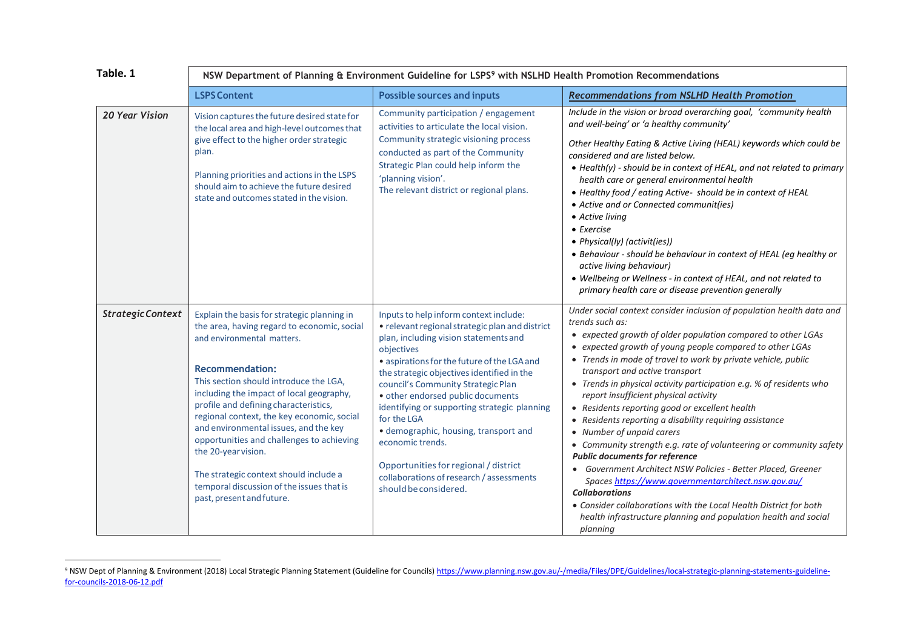**Table. 1**

| | NSW Department of Planning & Environment Guideline for LSPS[9] with NSLHD Health Promotion Recommendations | | |
|---|---|---|---|
| | **LSPS Content** | **Possible sources and inputs** | ***Recommendations from NSLHD Health Promotion*** |
| ***20 Year Vision*** | Vision captures the future desired state for the local area and high-level outcomes that give effect to the higher order strategic plan.<br><br>Planning priorities and actions in the LSPS should aim to achieve the future desired state and outcomes stated in the vision. | Community participation / engagement activities to articulate the local vision. Community strategic visioning process conducted as part of the Community Strategic Plan could help inform the 'planning vision'.<br>The relevant district or regional plans. | *Include in the vision or broad overarching goal, 'community health and well-being' or 'a healthy community'*<br><br>*Other Healthy Eating & Active Living (HEAL) keywords which could be considered and are listed below.*<br>• *Health(y) - should be in context of HEAL, and not related to primary health care or general environmental health*<br>• *Healthy food / eating Active- should be in context of HEAL*<br>• *Active and or Connected communit(ies)*<br>• *Active living*<br>• *Exercise*<br>• *Physical(ly) (activit(ies))*<br>• *Behaviour - should be behaviour in context of HEAL (eg healthy or active living behaviour)*<br>• *Wellbeing or Wellness - in context of HEAL, and not related to primary health care or disease prevention generally* |
| ***Strategic Context*** | Explain the basis for strategic planning in the area, having regard to economic, social and environmental matters.<br><br>**Recommendation:**<br>This section should introduce the LGA, including the impact of local geography, profile and defining characteristics, regional context, the key economic, social and environmental issues, and the key opportunities and challenges to achieving the 20-year vision.<br><br>The strategic context should include a temporal discussion of the issues that is past, present and future. | Inputs to help inform context include:<br>• relevant regional strategic plan and district plan, including vision statements and objectives<br>• aspirations for the future of the LGA and the strategic objectives identified in the council's Community Strategic Plan<br>• other endorsed public documents identifying or supporting strategic planning for the LGA<br>• demographic, housing, transport and economic trends.<br><br>Opportunities for regional / district collaborations of research / assessments should be considered. | *Under social context consider inclusion of population health data and trends such as:*<br>• *expected growth of older population compared to other LGAs*<br>• *expected growth of young people compared to other LGAs*<br>• *Trends in mode of travel to work by private vehicle, public transport and active transport*<br>• *Trends in physical activity participation e.g. % of residents who report insufficient physical activity*<br>• *Residents reporting good or excellent health*<br>• *Residents reporting a disability requiring assistance*<br>• *Number of unpaid carers*<br>• *Community strength e.g. rate of volunteering or community safety*<br>***Public documents for reference***<br>• *Government Architect NSW Policies - Better Placed, Greener Spaces https://www.governmentarchitect.nsw.gov.au/*<br>***Collaborations***<br>• *Consider collaborations with the Local Health District for both health infrastructure planning and population health and social planning* |

[9] NSW Dept of Planning & Environment (2018) Local Strategic Planning Statement (Guideline for Councils) https://www.planning.nsw.gov.au/-/media/Files/DPE/Guidelines/local-strategic-planning-statements-guideline-for-councils-2018-06-12.pdf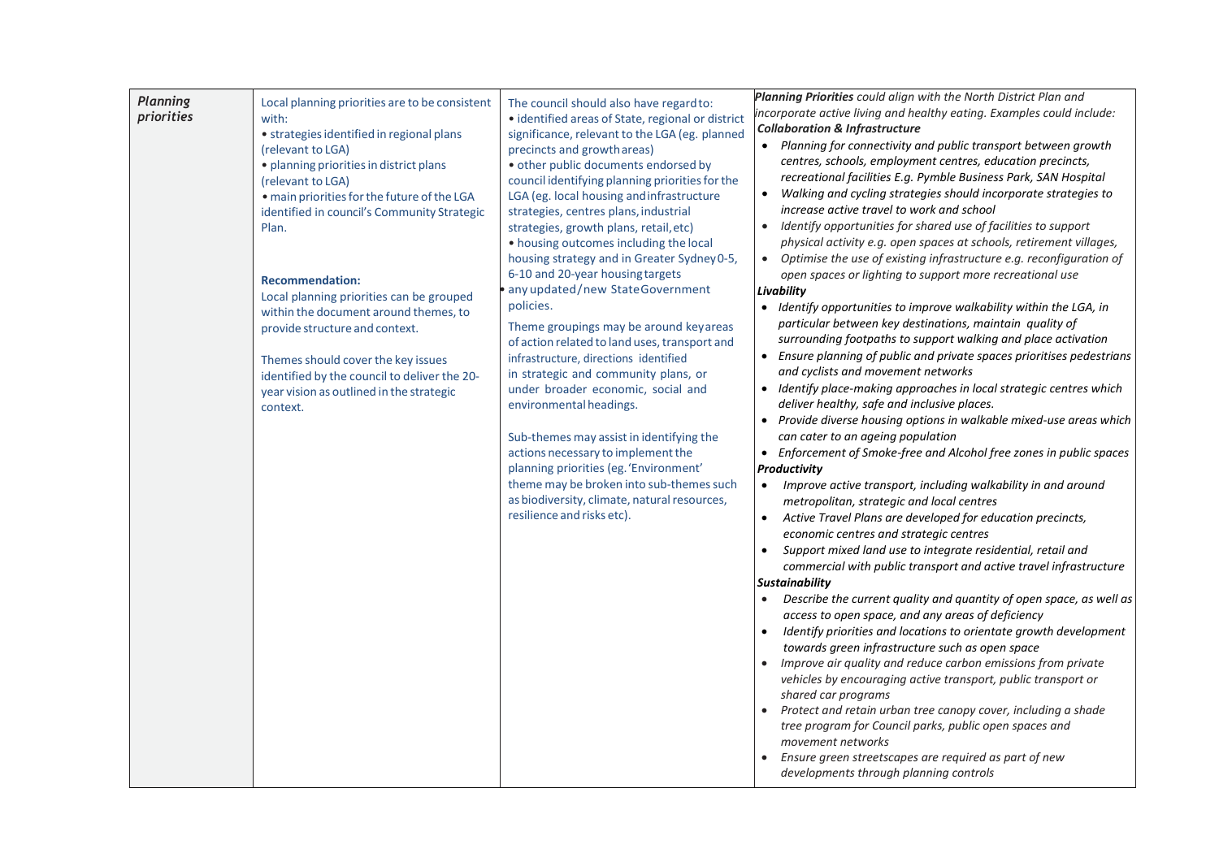| *Planning priorities* | Local planning priorities are to be consistent with:<br>• strategies identified in regional plans (relevant to LGA)<br>• planning priorities in district plans (relevant to LGA)<br>• main priorities for the future of the LGA identified in council's Community Strategic Plan.<br><br>**Recommendation:**<br>Local planning priorities can be grouped within the document around themes, to provide structure and context.<br><br>Themes should cover the key issues identified by the council to deliver the 20-year vision as outlined in the strategic context. | The council should also have regard to:<br>• identified areas of State, regional or district significance, relevant to the LGA (eg. planned precincts and growth areas)<br>• other public documents endorsed by council identifying planning priorities for the LGA (eg. local housing and infrastructure strategies, centres plans, industrial strategies, growth plans, retail, etc)<br>• housing outcomes including the local housing strategy and in Greater Sydney 0-5, 6-10 and 20-year housing targets<br>• any updated/new State Government policies.<br><br>Theme groupings may be around key areas of action related to land uses, transport and infrastructure, directions identified in strategic and community plans, or under broader economic, social and environmental headings.<br><br>Sub-themes may assist in identifying the actions necessary to implement the planning priorities (eg. 'Environment' theme may be broken into sub-themes such as biodiversity, climate, natural resources, resilience and risks etc). | ***Planning Priorities*** *could align with the North District Plan and incorporate active living and healthy eating. Examples could include:*<br>***Collaboration & Infrastructure***<br>• *Planning for connectivity and public transport between growth centres, schools, employment centres, education precincts, recreational facilities E.g. Pymble Business Park, SAN Hospital*<br>• *Walking and cycling strategies should incorporate strategies to increase active travel to work and school*<br>• *Identify opportunities for shared use of facilities to support physical activity e.g. open spaces at schools, retirement villages,*<br>• *Optimise the use of existing infrastructure e.g. reconfiguration of open spaces or lighting to support more recreational use*<br>***Livability***<br>• *Identify opportunities to improve walkability within the LGA, in particular between key destinations, maintain quality of surrounding footpaths to support walking and place activation*<br>• *Ensure planning of public and private spaces prioritises pedestrians and cyclists and movement networks*<br>• *Identify place-making approaches in local strategic centres which deliver healthy, safe and inclusive places.*<br>• *Provide diverse housing options in walkable mixed-use areas which can cater to an ageing population*<br>• *Enforcement of Smoke-free and Alcohol free zones in public spaces*<br>***Productivity***<br>• *Improve active transport, including walkability in and around metropolitan, strategic and local centres*<br>• *Active Travel Plans are developed for education precincts, economic centres and strategic centres*<br>• *Support mixed land use to integrate residential, retail and commercial with public transport and active travel infrastructure*<br>***Sustainability***<br>• *Describe the current quality and quantity of open space, as well as access to open space, and any areas of deficiency*<br>• *Identify priorities and locations to orientate growth development towards green infrastructure such as open space*<br>• *Improve air quality and reduce carbon emissions from private vehicles by encouraging active transport, public transport or shared car programs*<br>• *Protect and retain urban tree canopy cover, including a shade tree program for Council parks, public open spaces and movement networks*<br>• *Ensure green streetscapes are required as part of new developments through planning controls* |
|---|---|---|---|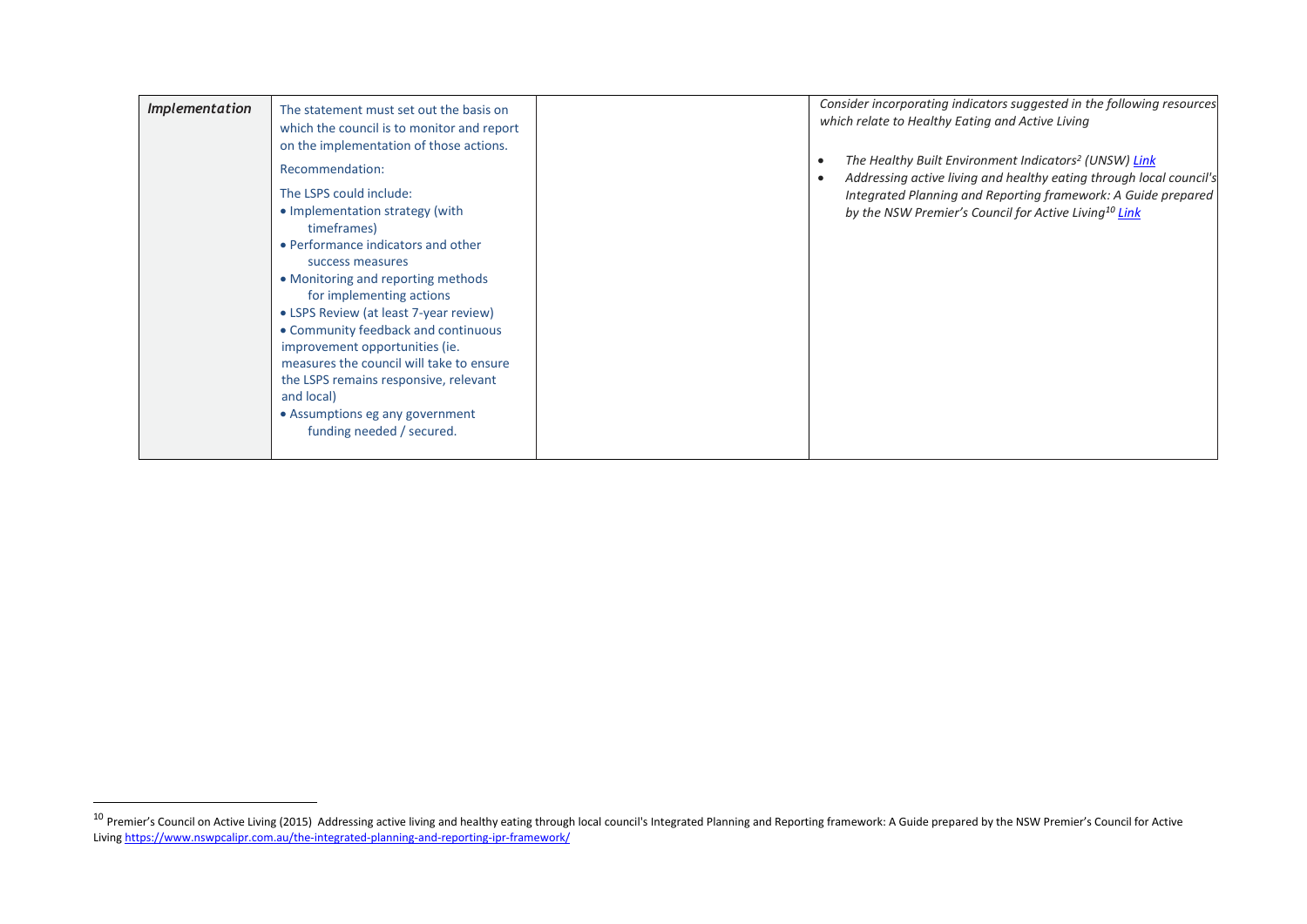| *Implementation* | The statement must set out the basis on which the council is to monitor and report on the implementation of those actions.<br><br>Recommendation:<br><br>The LSPS could include:<br>• Implementation strategy (with timeframes)<br>• Performance indicators and other success measures<br>• Monitoring and reporting methods for implementing actions<br>• LSPS Review (at least 7-year review)<br>• Community feedback and continuous improvement opportunities (ie. measures the council will take to ensure the LSPS remains responsive, relevant and local)<br>• Assumptions eg any government funding needed / secured. | | *Consider incorporating indicators suggested in the following resources which relate to Healthy Eating and Active Living*<br><br>• *The Healthy Built Environment Indicators[2] (UNSW) Link*<br>• *Addressing active living and healthy eating through local council's Integrated Planning and Reporting framework: A Guide prepared by the NSW Premier's Council for Active Living[10] Link* |
|---|---|---|---|

[10] Premier's Council on Active Living (2015) Addressing active living and healthy eating through local council's Integrated Planning and Reporting framework: A Guide prepared by the NSW Premier's Council for Active Living https://www.nswpcalipr.com.au/the-integrated-planning-and-reporting-ipr-framework/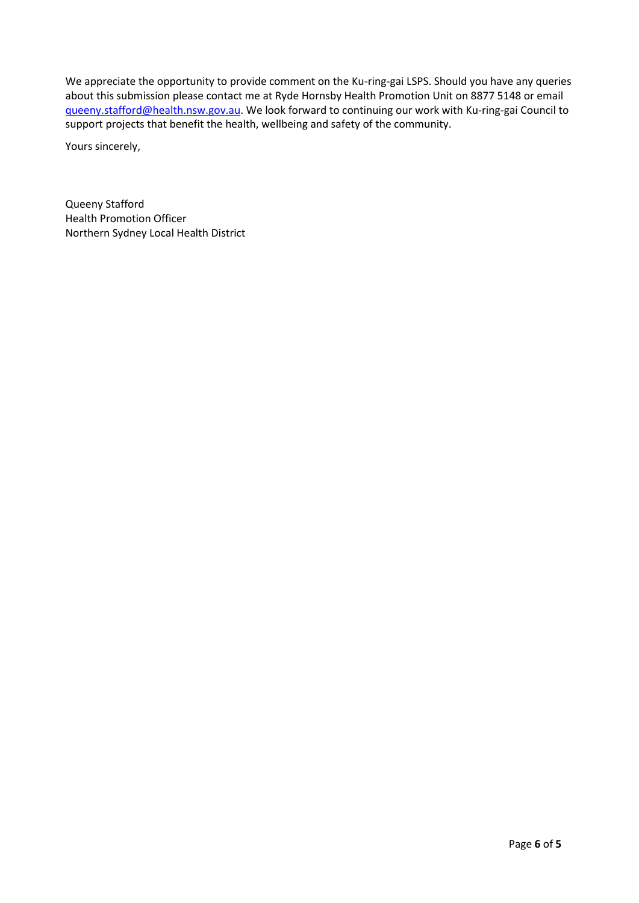We appreciate the opportunity to provide comment on the Ku-ring-gai LSPS. Should you have any queries about this submission please contact me at Ryde Hornsby Health Promotion Unit on 8877 5148 or email queeny.stafford@health.nsw.gov.au. We look forward to continuing our work with Ku-ring-gai Council to support projects that benefit the health, wellbeing and safety of the community.

Yours sincerely,

Queeny Stafford
Health Promotion Officer
Northern Sydney Local Health District